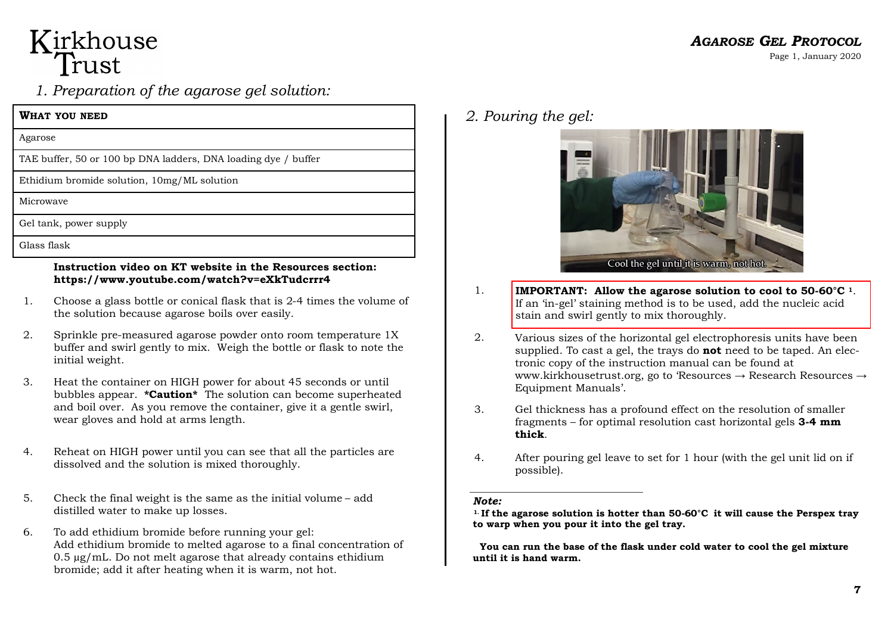Kirkhouse Trust

# AGAROSE GEL PROTOCOL

## 1. Preparation of the agarose gel solution:

| **WHAT YOU NEED** |
|---|
| Agarose |
| TAE buffer, 50 or 100 bp DNA ladders, DNA loading dye / buffer |
| Ethidium bromide solution, 10mg/ML solution |
| Microwave |
| Gel tank, power supply |
| Glass flask |

**Instruction video on KT website in the Resources section: https://www.youtube.com/watch?v=eXkTudcrrr4**

1. Choose a glass bottle or conical flask that is 2-4 times the volume of the solution because agarose boils over easily.
2. Sprinkle pre-measured agarose powder onto room temperature 1X buffer and swirl gently to mix. Weigh the bottle or flask to note the initial weight.
3. Heat the container on HIGH power for about 45 seconds or until bubbles appear. ***Caution*** The solution can become superheated and boil over. As you remove the container, give it a gentle swirl, wear gloves and hold at arms length.
4. Reheat on HIGH power until you can see that all the particles are dissolved and the solution is mixed thoroughly.
5. Check the final weight is the same as the initial volume – add distilled water to make up losses.
6. To add ethidium bromide before running your gel:
   Add ethidium bromide to melted agarose to a final concentration of 0.5 µg/mL. Do not melt agarose that already contains ethidium bromide; add it after heating when it is warm, not hot.

## 2. Pouring the gel:

Cool the gel until it is warm, not hot.

1. **IMPORTANT: Allow the agarose solution to cool to 50-60°C** [1]. If an 'in-gel' staining method is to be used, add the nucleic acid stain and swirl gently to mix thoroughly.
2. Various sizes of the horizontal gel electrophoresis units have been supplied. To cast a gel, the trays do **not** need to be taped. An electronic copy of the instruction manual can be found at www.kirkhousetrust.org, go to 'Resources → Research Resources → Equipment Manuals'.
3. Gel thickness has a profound effect on the resolution of smaller fragments – for optimal resolution cast horizontal gels **3-4 mm thick**.
4. After pouring gel leave to set for 1 hour (with the gel unit lid on if possible).

***Note:***

[1] **If the agarose solution is hotter than 50-60°C it will cause the Perspex tray to warp when you pour it into the gel tray.**

**You can run the base of the flask under cold water to cool the gel mixture until it is hand warm.**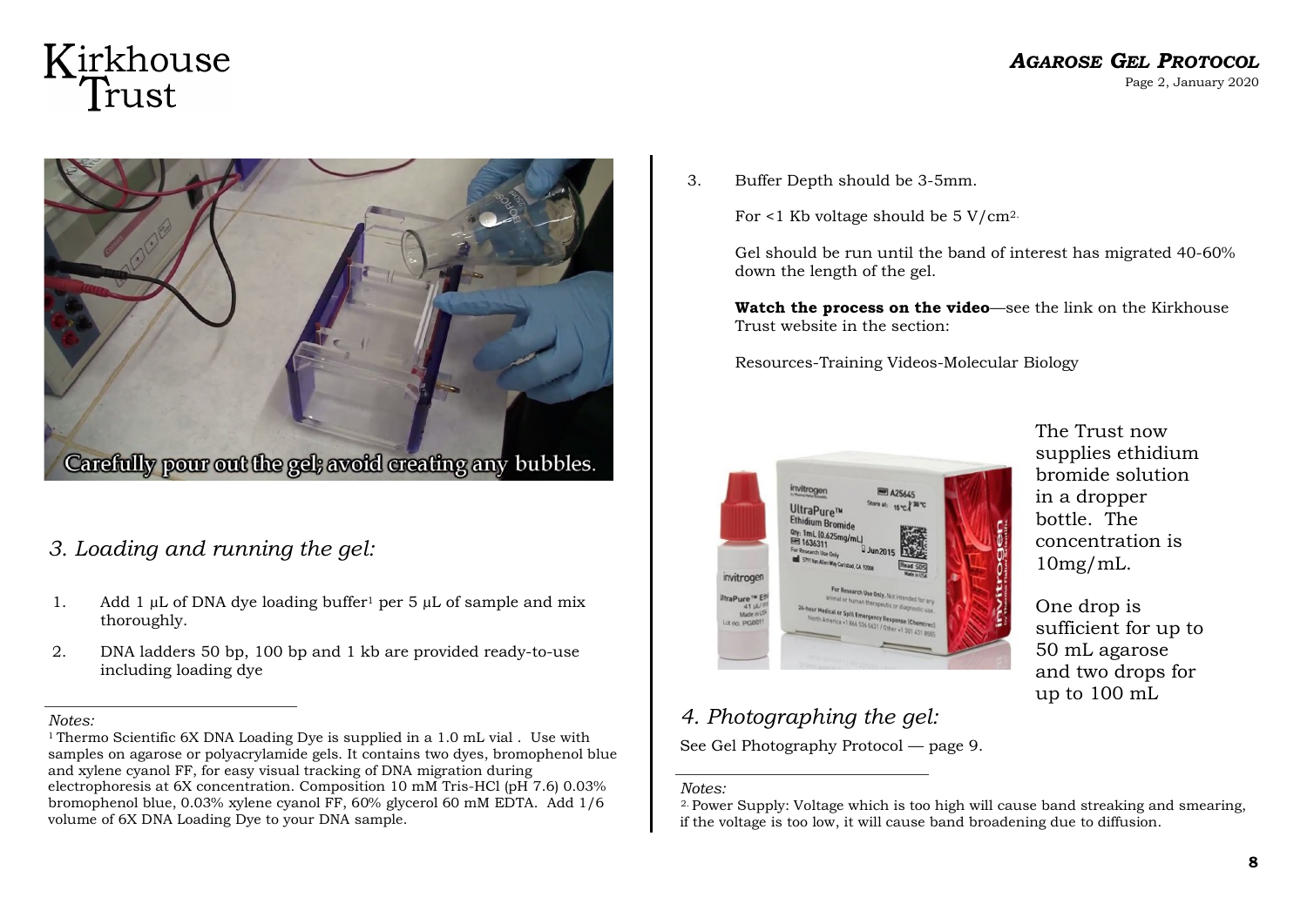Carefully pour out the gel; avoid creating any bubbles.

## 3. Loading and running the gel:

1. Add 1 µL of DNA dye loading buffer[1] per 5 µL of sample and mix thoroughly.
2. DNA ladders 50 bp, 100 bp and 1 kb are provided ready-to-use including loading dye

*Notes:*

[1] Thermo Scientific 6X DNA Loading Dye is supplied in a 1.0 mL vial . Use with samples on agarose or polyacrylamide gels. It contains two dyes, bromophenol blue and xylene cyanol FF, for easy visual tracking of DNA migration during electrophoresis at 6X concentration. Composition 10 mM Tris-HCl (pH 7.6) 0.03% bromophenol blue, 0.03% xylene cyanol FF, 60% glycerol 60 mM EDTA. Add 1/6 volume of 6X DNA Loading Dye to your DNA sample.

3. Buffer Depth should be 3-5mm.

   For <1 Kb voltage should be 5 V/cm[2].

   Gel should be run until the band of interest has migrated 40-60% down the length of the gel.

   **Watch the process on the video**—see the link on the Kirkhouse Trust website in the section:

   Resources-Training Videos-Molecular Biology

The Trust now supplies ethidium bromide solution in a dropper bottle. The concentration is 10mg/mL.

One drop is sufficient for up to 50 mL agarose and two drops for up to 100 mL

## 4. Photographing the gel:

See Gel Photography Protocol — page 9.

*Notes:*

[2] Power Supply: Voltage which is too high will cause band streaking and smearing, if the voltage is too low, it will cause band broadening due to diffusion.